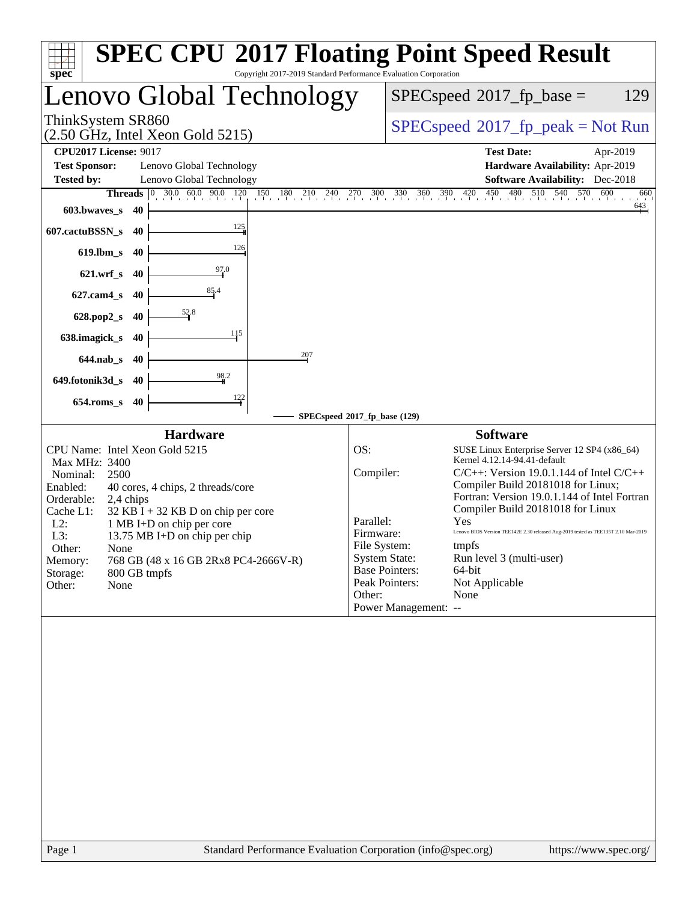# SPEC CPU 2017 Floating Point Speed Result

Copyright 2017-2019 Standard Performance Evaluation Corporation

## Lenovo Global Technology

ThinkSystem SR860
(2.50 GHz, Intel Xeon Gold 5215)

SPECspeed 2017_fp_base = 129

SPECspeed 2017_fp_peak = Not Run

**CPU2017 License:** 9017
**Test Sponsor:** Lenovo Global Technology
**Tested by:** Lenovo Global Technology

**Test Date:** Apr-2019
**Hardware Availability:** Apr-2019
**Software Availability:** Dec-2018

Threads | 0 30.0 60.0 90.0 120 150 180 210 240 270 300 330 360 390 420 450 480 510 540 570 600 660

603.bwaves_s 40 643
607.cactuBSSN_s 40 125
619.lbm_s 40 126
621.wrf_s 40 97.0
627.cam4_s 40 85.4
628.pop2_s 40 52.8
638.imagick_s 40 115
644.nab_s 40 207
649.fotonik3d_s 40 98.2
654.roms_s 40 122

SPECspeed 2017_fp_base (129)

### Hardware

| | |
|---|---|
| CPU Name: | Intel Xeon Gold 5215 |
| Max MHz: | 3400 |
| Nominal: | 2500 |
| Enabled: | 40 cores, 4 chips, 2 threads/core |
| Orderable: | 2,4 chips |
| Cache L1: | 32 KB I + 32 KB D on chip per core |
| L2: | 1 MB I+D on chip per core |
| L3: | 13.75 MB I+D on chip per chip |
| Other: | None |
| Memory: | 768 GB (48 x 16 GB 2Rx8 PC4-2666V-R) |
| Storage: | 800 GB tmpfs |
| Other: | None |

### Software

| | |
|---|---|
| OS: | SUSE Linux Enterprise Server 12 SP4 (x86_64) Kernel 4.12.14-94.41-default |
| Compiler: | C/C++: Version 19.0.1.144 of Intel C/C++ Compiler Build 20181018 for Linux; Fortran: Version 19.0.1.144 of Intel Fortran Compiler Build 20181018 for Linux |
| Parallel: | Yes |
| Firmware: | Lenovo BIOS Version TEE142E 2.30 released Aug-2019 tested as TEE135T 2.10 Mar-2019 |
| File System: | tmpfs |
| System State: | Run level 3 (multi-user) |
| Base Pointers: | 64-bit |
| Peak Pointers: | Not Applicable |
| Other: | None |
| Power Management: | -- |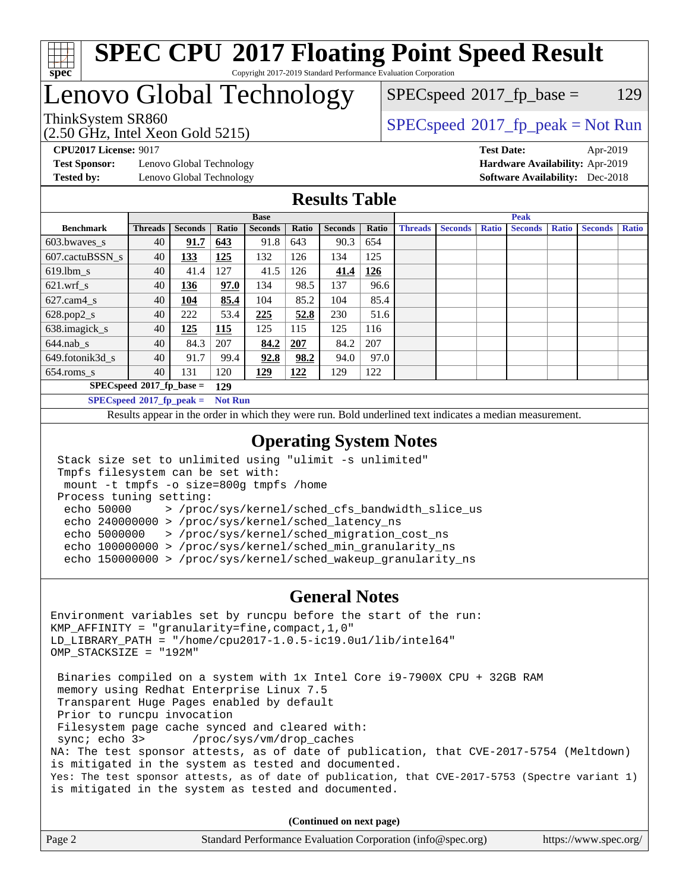# SPEC CPU 2017 Floating Point Speed Result

Copyright 2017-2019 Standard Performance Evaluation Corporation

# Lenovo Global Technology

ThinkSystem SR860
(2.50 GHz, Intel Xeon Gold 5215)

SPECspeed 2017_fp_base = 129

SPECspeed 2017_fp_peak = Not Run

**CPU2017 License:** 9017
**Test Sponsor:** Lenovo Global Technology
**Tested by:** Lenovo Global Technology

**Test Date:** Apr-2019
**Hardware Availability:** Apr-2019
**Software Availability:** Dec-2018

## Results Table

| | Base | | | | | | | Peak | | | | | | |
|---|---|---|---|---|---|---|---|---|---|---|---|---|---|---|
| **Benchmark** | **Threads** | **Seconds** | **Ratio** | **Seconds** | **Ratio** | **Seconds** | **Ratio** | **Threads** | **Seconds** | **Ratio** | **Seconds** | **Ratio** | **Seconds** | **Ratio** |
| 603.bwaves_s | 40 | **91.7** | **643** | 91.8 | 643 | 90.3 | 654 | | | | | | | |
| 607.cactuBSSN_s | 40 | **133** | **125** | 132 | 126 | 134 | 125 | | | | | | | |
| 619.lbm_s | 40 | 41.4 | 127 | 41.5 | 126 | **41.4** | **126** | | | | | | | |
| 621.wrf_s | 40 | **136** | **97.0** | 134 | 98.5 | 137 | 96.6 | | | | | | | |
| 627.cam4_s | 40 | **104** | **85.4** | 104 | 85.2 | 104 | 85.4 | | | | | | | |
| 628.pop2_s | 40 | 222 | 53.4 | **225** | **52.8** | 230 | 51.6 | | | | | | | |
| 638.imagick_s | 40 | **125** | **115** | 125 | 115 | 125 | 116 | | | | | | | |
| 644.nab_s | 40 | 84.3 | 207 | **84.2** | **207** | 84.2 | 207 | | | | | | | |
| 649.fotonik3d_s | 40 | 91.7 | 99.4 | **92.8** | **98.2** | 94.0 | 97.0 | | | | | | | |
| 654.roms_s | 40 | 131 | 120 | **129** | **122** | 129 | 122 | | | | | | | |

**SPECspeed 2017_fp_base = 129**

**SPECspeed 2017_fp_peak = Not Run**

Results appear in the order in which they were run. Bold underlined text indicates a median measurement.

## Operating System Notes

```
Stack size set to unlimited using "ulimit -s unlimited"
Tmpfs filesystem can be set with:
 mount -t tmpfs -o size=800g tmpfs /home
Process tuning setting:
 echo 50000     > /proc/sys/kernel/sched_cfs_bandwidth_slice_us
 echo 240000000 > /proc/sys/kernel/sched_latency_ns
 echo 5000000   > /proc/sys/kernel/sched_migration_cost_ns
 echo 100000000 > /proc/sys/kernel/sched_min_granularity_ns
 echo 150000000 > /proc/sys/kernel/sched_wakeup_granularity_ns
```

## General Notes

```
Environment variables set by runcpu before the start of the run:
KMP_AFFINITY = "granularity=fine,compact,1,0"
LD_LIBRARY_PATH = "/home/cpu2017-1.0.5-ic19.0u1/lib/intel64"
OMP_STACKSIZE = "192M"

 Binaries compiled on a system with 1x Intel Core i9-7900X CPU + 32GB RAM
 memory using Redhat Enterprise Linux 7.5
 Transparent Huge Pages enabled by default
 Prior to runcpu invocation
 Filesystem page cache synced and cleared with:
 sync; echo 3>       /proc/sys/vm/drop_caches
NA: The test sponsor attests, as of date of publication, that CVE-2017-5754 (Meltdown)
is mitigated in the system as tested and documented.
Yes: The test sponsor attests, as of date of publication, that CVE-2017-5753 (Spectre variant 1)
is mitigated in the system as tested and documented.
```

**(Continued on next page)**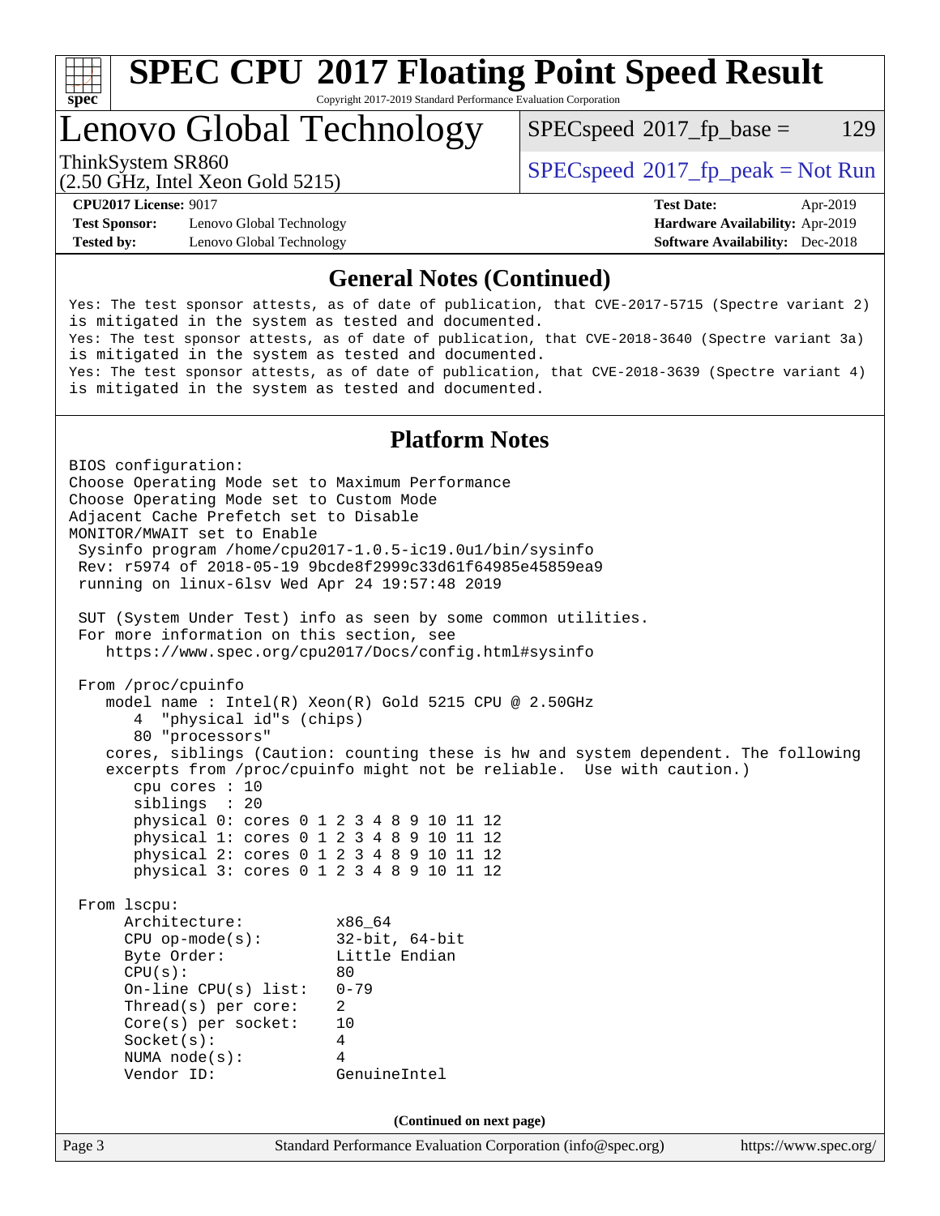# SPEC CPU 2017 Floating Point Speed Result

Copyright 2017-2019 Standard Performance Evaluation Corporation

## Lenovo Global Technology

ThinkSystem SR860
(2.50 GHz, Intel Xeon Gold 5215)

SPECspeed 2017_fp_base = 129

SPECspeed 2017_fp_peak = Not Run

**CPU2017 License:** 9017
**Test Sponsor:** Lenovo Global Technology
**Tested by:** Lenovo Global Technology

**Test Date:** Apr-2019
**Hardware Availability:** Apr-2019
**Software Availability:** Dec-2018

### General Notes (Continued)

```
Yes: The test sponsor attests, as of date of publication, that CVE-2017-5715 (Spectre variant 2)
is mitigated in the system as tested and documented.
Yes: The test sponsor attests, as of date of publication, that CVE-2018-3640 (Spectre variant 3a)
is mitigated in the system as tested and documented.
Yes: The test sponsor attests, as of date of publication, that CVE-2018-3639 (Spectre variant 4)
is mitigated in the system as tested and documented.
```

### Platform Notes

```
BIOS configuration:
Choose Operating Mode set to Maximum Performance
Choose Operating Mode set to Custom Mode
Adjacent Cache Prefetch set to Disable
MONITOR/MWAIT set to Enable
 Sysinfo program /home/cpu2017-1.0.5-ic19.0u1/bin/sysinfo
 Rev: r5974 of 2018-05-19 9bcde8f2999c33d61f64985e45859ea9
 running on linux-6lsv Wed Apr 24 19:57:48 2019

 SUT (System Under Test) info as seen by some common utilities.
 For more information on this section, see
    https://www.spec.org/cpu2017/Docs/config.html#sysinfo

 From /proc/cpuinfo
    model name : Intel(R) Xeon(R) Gold 5215 CPU @ 2.50GHz
       4  "physical id"s (chips)
       80 "processors"
    cores, siblings (Caution: counting these is hw and system dependent. The following
    excerpts from /proc/cpuinfo might not be reliable.  Use with caution.)
       cpu cores : 10
       siblings  : 20
       physical 0: cores 0 1 2 3 4 8 9 10 11 12
       physical 1: cores 0 1 2 3 4 8 9 10 11 12
       physical 2: cores 0 1 2 3 4 8 9 10 11 12
       physical 3: cores 0 1 2 3 4 8 9 10 11 12

 From lscpu:
      Architecture:          x86_64
      CPU op-mode(s):        32-bit, 64-bit
      Byte Order:            Little Endian
      CPU(s):                80
      On-line CPU(s) list:   0-79
      Thread(s) per core:    2
      Core(s) per socket:    10
      Socket(s):             4
      NUMA node(s):          4
      Vendor ID:             GenuineIntel
```

(Continued on next page)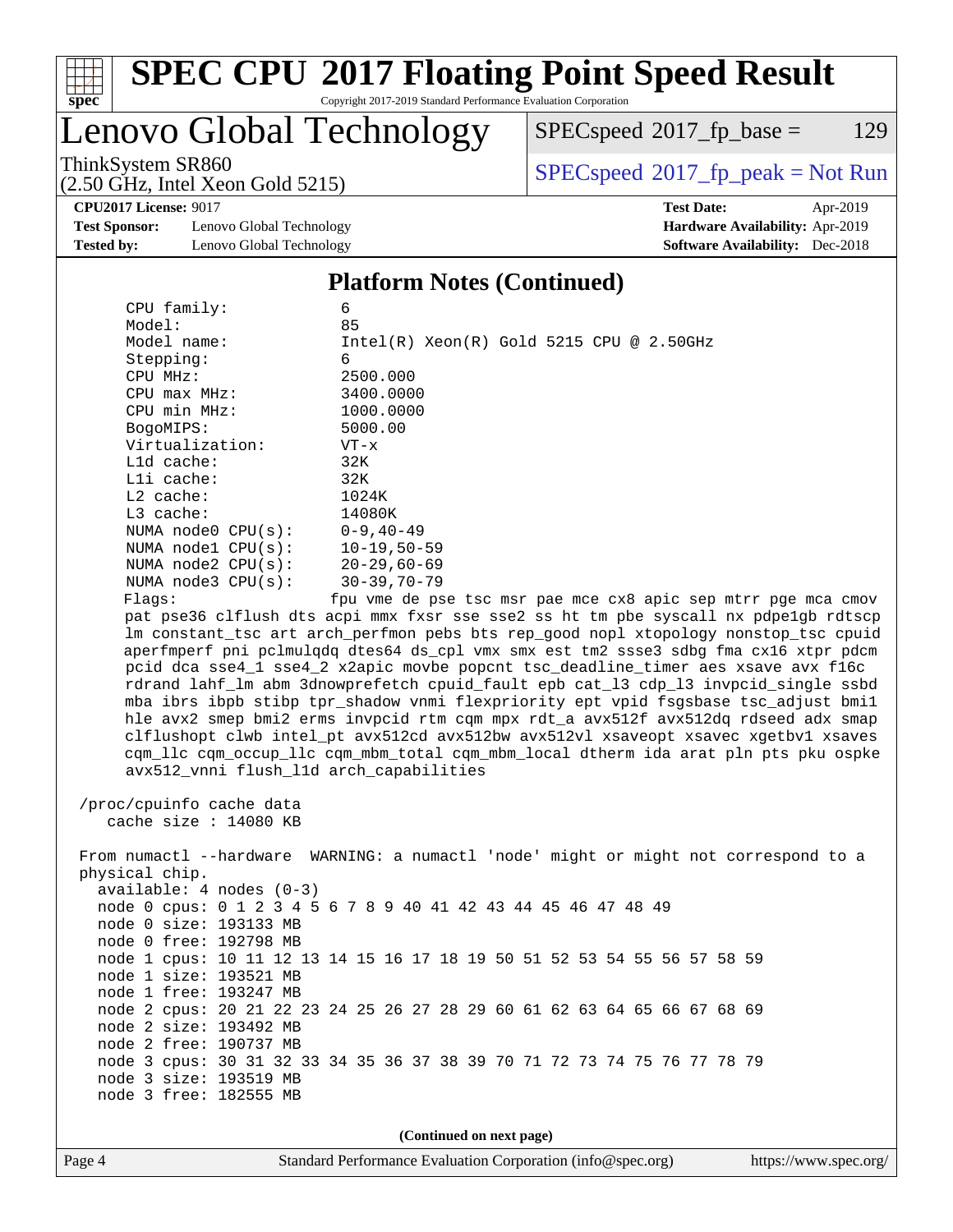## Platform Notes (Continued)

```
     CPU family:            6
     Model:                 85
     Model name:            Intel(R) Xeon(R) Gold 5215 CPU @ 2.50GHz
     Stepping:              6
     CPU MHz:               2500.000
     CPU max MHz:           3400.0000
     CPU min MHz:           1000.0000
     BogoMIPS:              5000.00
     Virtualization:        VT-x
     L1d cache:             32K
     L1i cache:             32K
     L2 cache:              1024K
     L3 cache:              14080K
     NUMA node0 CPU(s):     0-9,40-49
     NUMA node1 CPU(s):     10-19,50-59
     NUMA node2 CPU(s):     20-29,60-69
     NUMA node3 CPU(s):     30-39,70-79
     Flags:                 fpu vme de pse tsc msr pae mce cx8 apic sep mtrr pge mca cmov
     pat pse36 clflush dts acpi mmx fxsr sse sse2 ss ht tm pbe syscall nx pdpe1gb rdtscp
     lm constant_tsc art arch_perfmon pebs bts rep_good nopl xtopology nonstop_tsc cpuid
     aperfmperf pni pclmulqdq dtes64 ds_cpl vmx smx est tm2 ssse3 sdbg fma cx16 xtpr pdcm
     pcid dca sse4_1 sse4_2 x2apic movbe popcnt tsc_deadline_timer aes xsave avx f16c
     rdrand lahf_lm abm 3dnowprefetch cpuid_fault epb cat_l3 cdp_l3 invpcid_single ssbd
     mba ibrs ibpb stibp tpr_shadow vnmi flexpriority ept vpid fsgsbase tsc_adjust bmi1
     hle avx2 smep bmi2 erms invpcid rtm cqm mpx rdt_a avx512f avx512dq rdseed adx smap
     clflushopt clwb intel_pt avx512cd avx512bw avx512vl xsaveopt xsavec xgetbv1 xsaves
     cqm_llc cqm_occup_llc cqm_mbm_total cqm_mbm_local dtherm ida arat pln pts pku ospke
     avx512_vnni flush_l1d arch_capabilities

 /proc/cpuinfo cache data
    cache size : 14080 KB

 From numactl --hardware  WARNING: a numactl 'node' might or might not correspond to a
 physical chip.
   available: 4 nodes (0-3)
   node 0 cpus: 0 1 2 3 4 5 6 7 8 9 40 41 42 43 44 45 46 47 48 49
   node 0 size: 193133 MB
   node 0 free: 192798 MB
   node 1 cpus: 10 11 12 13 14 15 16 17 18 19 50 51 52 53 54 55 56 57 58 59
   node 1 size: 193521 MB
   node 1 free: 193247 MB
   node 2 cpus: 20 21 22 23 24 25 26 27 28 29 60 61 62 63 64 65 66 67 68 69
   node 2 size: 193492 MB
   node 2 free: 190737 MB
   node 3 cpus: 30 31 32 33 34 35 36 37 38 39 70 71 72 73 74 75 76 77 78 79
   node 3 size: 193519 MB
   node 3 free: 182555 MB
```

(Continued on next page)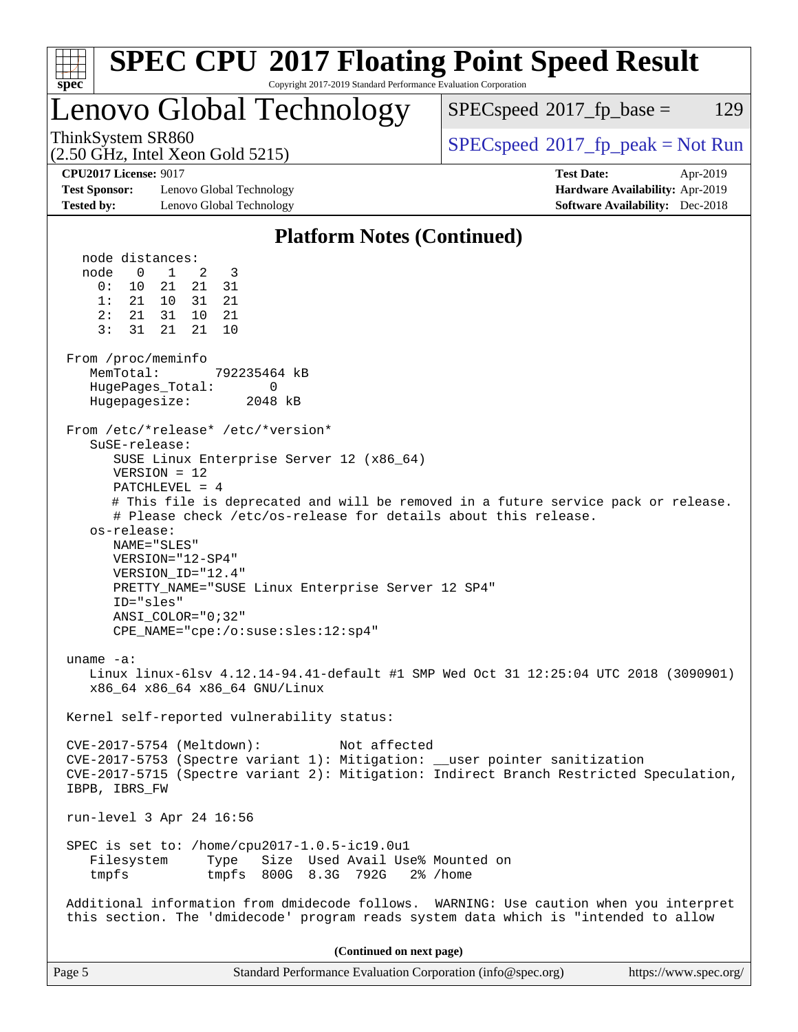## Platform Notes (Continued)

```
  node distances:
  node   0   1   2   3
    0:  10  21  21  31
    1:  21  10  31  21
    2:  21  31  10  21
    3:  31  21  21  10

From /proc/meminfo
   MemTotal:       792235464 kB
   HugePages_Total:       0
   Hugepagesize:       2048 kB

From /etc/*release* /etc/*version*
   SuSE-release:
      SUSE Linux Enterprise Server 12 (x86_64)
      VERSION = 12
      PATCHLEVEL = 4
      # This file is deprecated and will be removed in a future service pack or release.
      # Please check /etc/os-release for details about this release.
   os-release:
      NAME="SLES"
      VERSION="12-SP4"
      VERSION_ID="12.4"
      PRETTY_NAME="SUSE Linux Enterprise Server 12 SP4"
      ID="sles"
      ANSI_COLOR="0;32"
      CPE_NAME="cpe:/o:suse:sles:12:sp4"

uname -a:
   Linux linux-6lsv 4.12.14-94.41-default #1 SMP Wed Oct 31 12:25:04 UTC 2018 (3090901)
   x86_64 x86_64 x86_64 GNU/Linux

Kernel self-reported vulnerability status:

CVE-2017-5754 (Meltdown):          Not affected
CVE-2017-5753 (Spectre variant 1): Mitigation: __user pointer sanitization
CVE-2017-5715 (Spectre variant 2): Mitigation: Indirect Branch Restricted Speculation,
IBPB, IBRS_FW

run-level 3 Apr 24 16:56

SPEC is set to: /home/cpu2017-1.0.5-ic19.0u1
   Filesystem     Type   Size  Used Avail Use% Mounted on
   tmpfs          tmpfs  800G  8.3G  792G   2% /home

Additional information from dmidecode follows.  WARNING: Use caution when you interpret
this section. The 'dmidecode' program reads system data which is "intended to allow
```

**(Continued on next page)**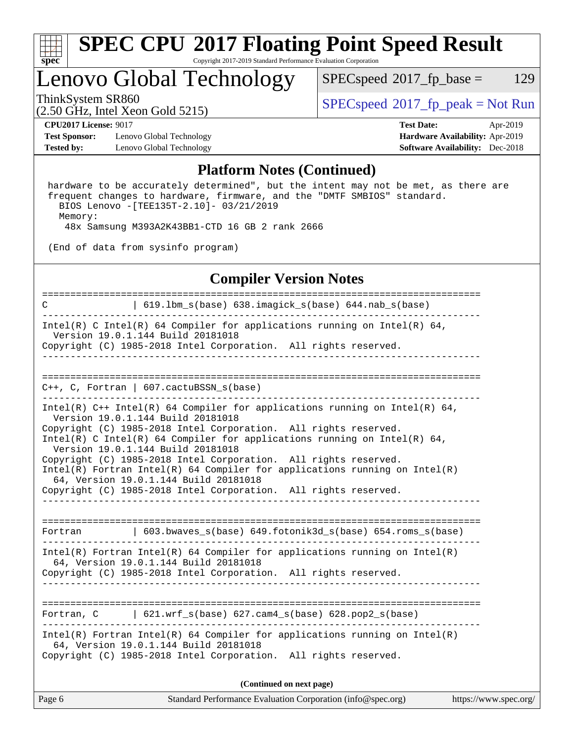# SPEC CPU 2017 Floating Point Speed Result

Copyright 2017-2019 Standard Performance Evaluation Corporation

# Lenovo Global Technology

ThinkSystem SR860
(2.50 GHz, Intel Xeon Gold 5215)

SPECspeed 2017_fp_base = 129

SPECspeed 2017_fp_peak = Not Run

**CPU2017 License:** 9017
**Test Sponsor:** Lenovo Global Technology
**Tested by:** Lenovo Global Technology

**Test Date:** Apr-2019
**Hardware Availability:** Apr-2019
**Software Availability:** Dec-2018

## Platform Notes (Continued)

```
 hardware to be accurately determined", but the intent may not be met, as there are
 frequent changes to hardware, firmware, and the "DMTF SMBIOS" standard.
   BIOS Lenovo -[TEE135T-2.10]- 03/21/2019
   Memory:
    48x Samsung M393A2K43BB1-CTD 16 GB 2 rank 2666

 (End of data from sysinfo program)
```

## Compiler Version Notes

```
==============================================================================
C               | 619.lbm_s(base) 638.imagick_s(base) 644.nab_s(base)
------------------------------------------------------------------------------
Intel(R) C Intel(R) 64 Compiler for applications running on Intel(R) 64,
  Version 19.0.1.144 Build 20181018
Copyright (C) 1985-2018 Intel Corporation.  All rights reserved.
------------------------------------------------------------------------------

==============================================================================
C++, C, Fortran | 607.cactuBSSN_s(base)
------------------------------------------------------------------------------
Intel(R) C++ Intel(R) 64 Compiler for applications running on Intel(R) 64,
  Version 19.0.1.144 Build 20181018
Copyright (C) 1985-2018 Intel Corporation.  All rights reserved.
Intel(R) C Intel(R) 64 Compiler for applications running on Intel(R) 64,
  Version 19.0.1.144 Build 20181018
Copyright (C) 1985-2018 Intel Corporation.  All rights reserved.
Intel(R) Fortran Intel(R) 64 Compiler for applications running on Intel(R)
  64, Version 19.0.1.144 Build 20181018
Copyright (C) 1985-2018 Intel Corporation.  All rights reserved.
------------------------------------------------------------------------------

==============================================================================
Fortran         | 603.bwaves_s(base) 649.fotonik3d_s(base) 654.roms_s(base)
------------------------------------------------------------------------------
Intel(R) Fortran Intel(R) 64 Compiler for applications running on Intel(R)
  64, Version 19.0.1.144 Build 20181018
Copyright (C) 1985-2018 Intel Corporation.  All rights reserved.
------------------------------------------------------------------------------

==============================================================================
Fortran, C      | 621.wrf_s(base) 627.cam4_s(base) 628.pop2_s(base)
------------------------------------------------------------------------------
Intel(R) Fortran Intel(R) 64 Compiler for applications running on Intel(R)
  64, Version 19.0.1.144 Build 20181018
Copyright (C) 1985-2018 Intel Corporation.  All rights reserved.
```

**(Continued on next page)**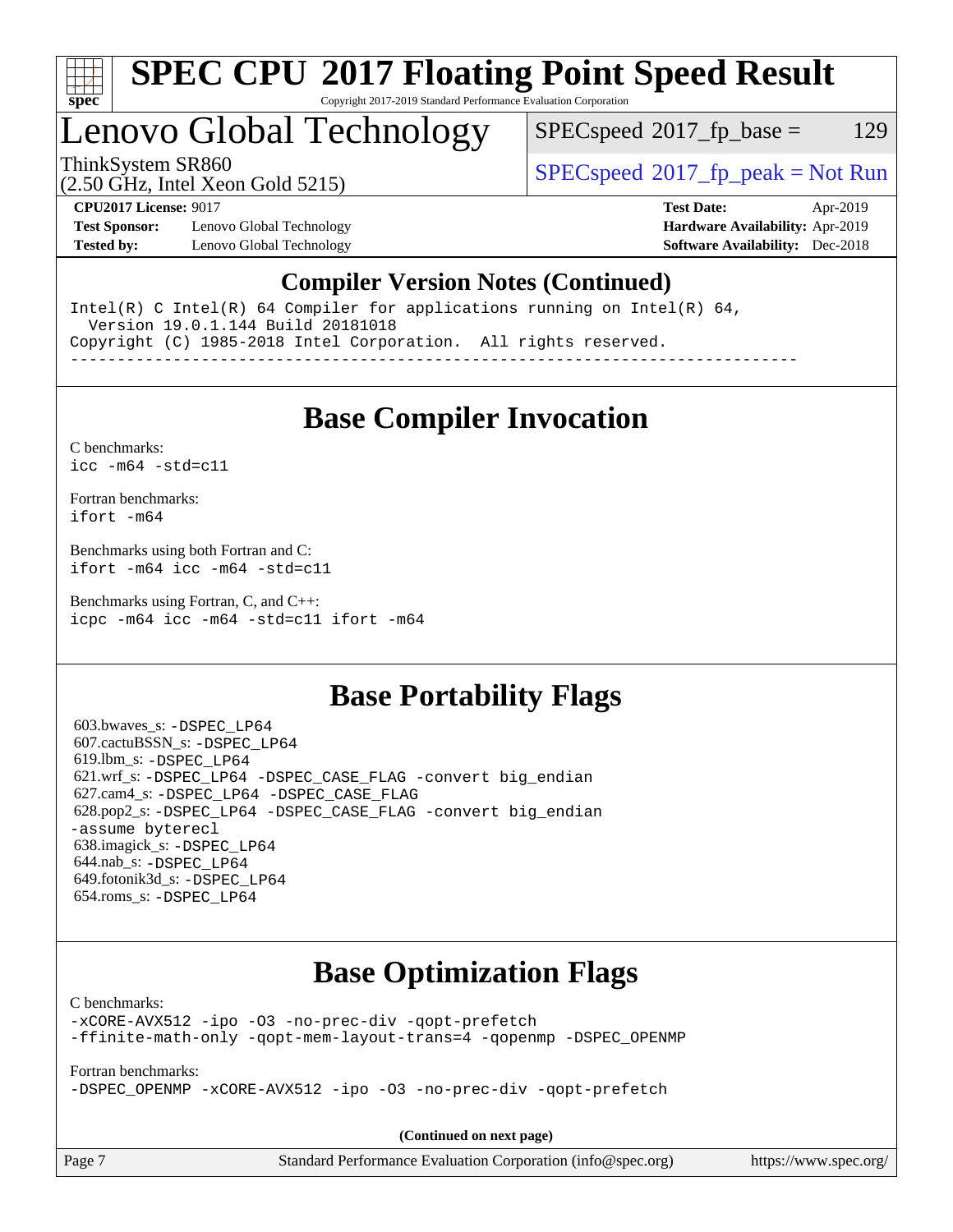## Compiler Version Notes (Continued)

```
Intel(R) C Intel(R) 64 Compiler for applications running on Intel(R) 64,
  Version 19.0.1.144 Build 20181018
Copyright (C) 1985-2018 Intel Corporation.  All rights reserved.
------------------------------------------------------------------------------
```

## Base Compiler Invocation

C benchmarks:
`icc -m64 -std=c11`

Fortran benchmarks:
`ifort -m64`

Benchmarks using both Fortran and C:
`ifort -m64 icc -m64 -std=c11`

Benchmarks using Fortran, C, and C++:
`icpc -m64 icc -m64 -std=c11 ifort -m64`

## Base Portability Flags

603.bwaves_s: `-DSPEC_LP64`
607.cactuBSSN_s: `-DSPEC_LP64`
619.lbm_s: `-DSPEC_LP64`
621.wrf_s: `-DSPEC_LP64 -DSPEC_CASE_FLAG -convert big_endian`
627.cam4_s: `-DSPEC_LP64 -DSPEC_CASE_FLAG`
628.pop2_s: `-DSPEC_LP64 -DSPEC_CASE_FLAG -convert big_endian -assume byterecl`
638.imagick_s: `-DSPEC_LP64`
644.nab_s: `-DSPEC_LP64`
649.fotonik3d_s: `-DSPEC_LP64`
654.roms_s: `-DSPEC_LP64`

## Base Optimization Flags

C benchmarks:
`-xCORE-AVX512 -ipo -O3 -no-prec-div -qopt-prefetch -ffinite-math-only -qopt-mem-layout-trans=4 -qopenmp -DSPEC_OPENMP`

Fortran benchmarks:
`-DSPEC_OPENMP -xCORE-AVX512 -ipo -O3 -no-prec-div -qopt-prefetch`

**(Continued on next page)**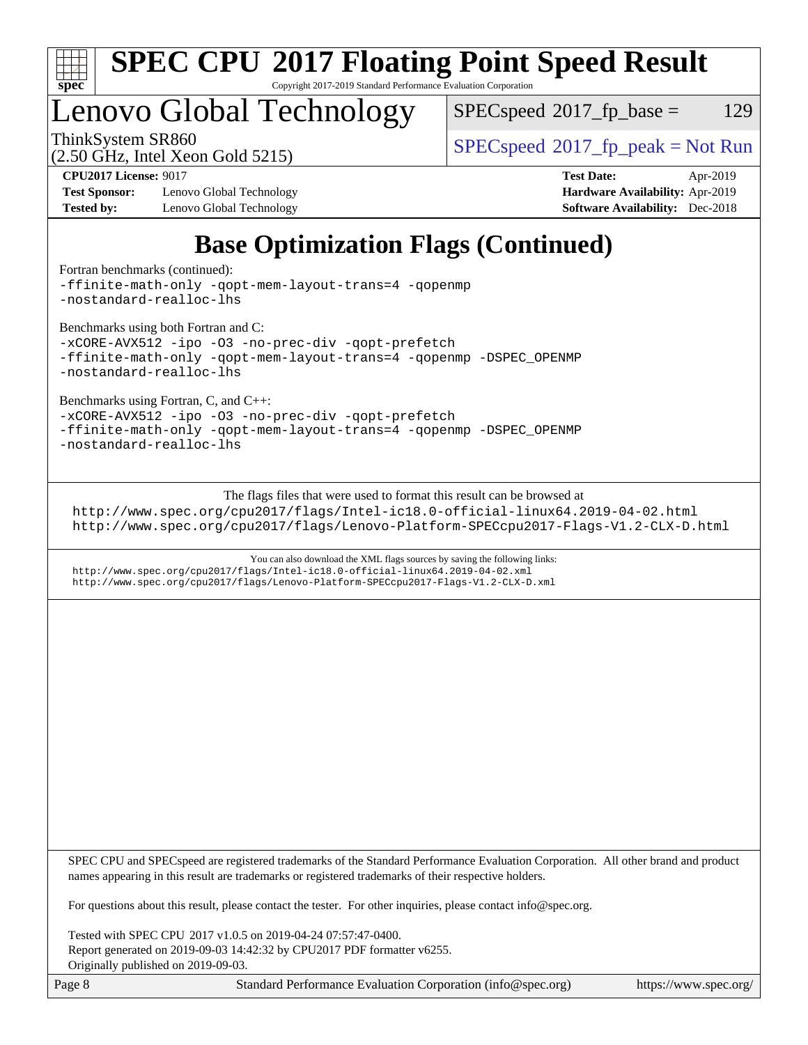# Base Optimization Flags (Continued)

Fortran benchmarks (continued):

```
-ffinite-math-only -qopt-mem-layout-trans=4 -qopenmp
-nostandard-realloc-lhs
```

Benchmarks using both Fortran and C:

```
-xCORE-AVX512 -ipo -O3 -no-prec-div -qopt-prefetch
-ffinite-math-only -qopt-mem-layout-trans=4 -qopenmp -DSPEC_OPENMP
-nostandard-realloc-lhs
```

Benchmarks using Fortran, C, and C++:

```
-xCORE-AVX512 -ipo -O3 -no-prec-div -qopt-prefetch
-ffinite-math-only -qopt-mem-layout-trans=4 -qopenmp -DSPEC_OPENMP
-nostandard-realloc-lhs
```

The flags files that were used to format this result can be browsed at

http://www.spec.org/cpu2017/flags/Intel-ic18.0-official-linux64.2019-04-02.html
http://www.spec.org/cpu2017/flags/Lenovo-Platform-SPECcpu2017-Flags-V1.2-CLX-D.html

You can also download the XML flags sources by saving the following links:

http://www.spec.org/cpu2017/flags/Intel-ic18.0-official-linux64.2019-04-02.xml
http://www.spec.org/cpu2017/flags/Lenovo-Platform-SPECcpu2017-Flags-V1.2-CLX-D.xml

SPEC CPU and SPECspeed are registered trademarks of the Standard Performance Evaluation Corporation. All other brand and product names appearing in this result are trademarks or registered trademarks of their respective holders.

For questions about this result, please contact the tester. For other inquiries, please contact info@spec.org.

Tested with SPEC CPU 2017 v1.0.5 on 2019-04-24 07:57:47-0400.
Report generated on 2019-09-03 14:42:32 by CPU2017 PDF formatter v6255.
Originally published on 2019-09-03.